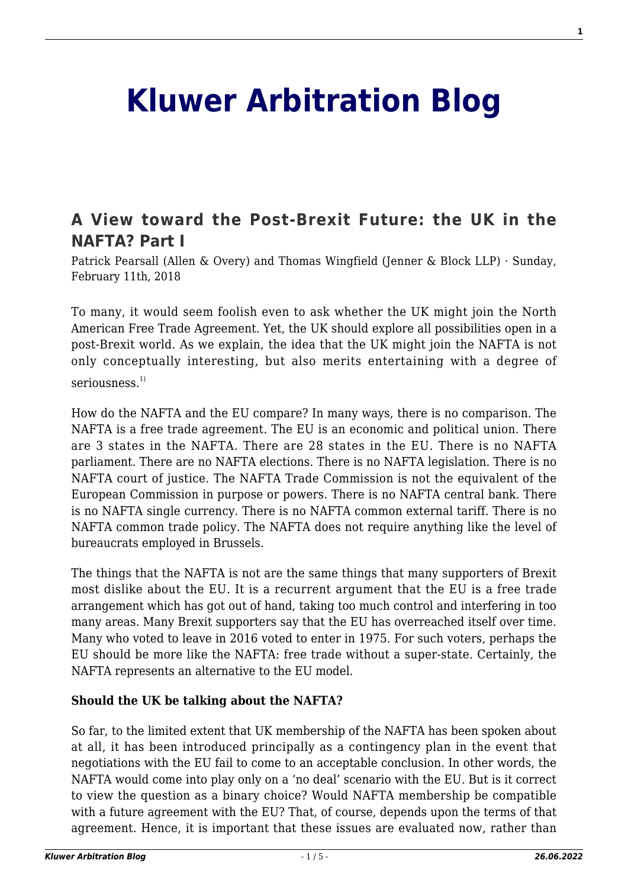# Kluwer Arbitration Blog

## A View toward the Post-Brexit Future: the UK in the NAFTA? Part I

Patrick Pearsall (Allen & Overy) and Thomas Wingfield (Jenner & Block LLP) · Sunday, February 11th, 2018

To many, it would seem foolish even to ask whether the UK might join the North American Free Trade Agreement. Yet, the UK should explore all possibilities open in a post-Brexit world. As we explain, the idea that the UK might join the NAFTA is not only conceptually interesting, but also merits entertaining with a degree of seriousness.[1)]

How do the NAFTA and the EU compare? In many ways, there is no comparison. The NAFTA is a free trade agreement. The EU is an economic and political union. There are 3 states in the NAFTA. There are 28 states in the EU. There is no NAFTA parliament. There are no NAFTA elections. There is no NAFTA legislation. There is no NAFTA court of justice. The NAFTA Trade Commission is not the equivalent of the European Commission in purpose or powers. There is no NAFTA central bank. There is no NAFTA single currency. There is no NAFTA common external tariff. There is no NAFTA common trade policy. The NAFTA does not require anything like the level of bureaucrats employed in Brussels.

The things that the NAFTA is not are the same things that many supporters of Brexit most dislike about the EU. It is a recurrent argument that the EU is a free trade arrangement which has got out of hand, taking too much control and interfering in too many areas. Many Brexit supporters say that the EU has overreached itself over time. Many who voted to leave in 2016 voted to enter in 1975. For such voters, perhaps the EU should be more like the NAFTA: free trade without a super-state. Certainly, the NAFTA represents an alternative to the EU model.

**Should the UK be talking about the NAFTA?**

So far, to the limited extent that UK membership of the NAFTA has been spoken about at all, it has been introduced principally as a contingency plan in the event that negotiations with the EU fail to come to an acceptable conclusion. In other words, the NAFTA would come into play only on a 'no deal' scenario with the EU. But is it correct to view the question as a binary choice? Would NAFTA membership be compatible with a future agreement with the EU? That, of course, depends upon the terms of that agreement. Hence, it is important that these issues are evaluated now, rather than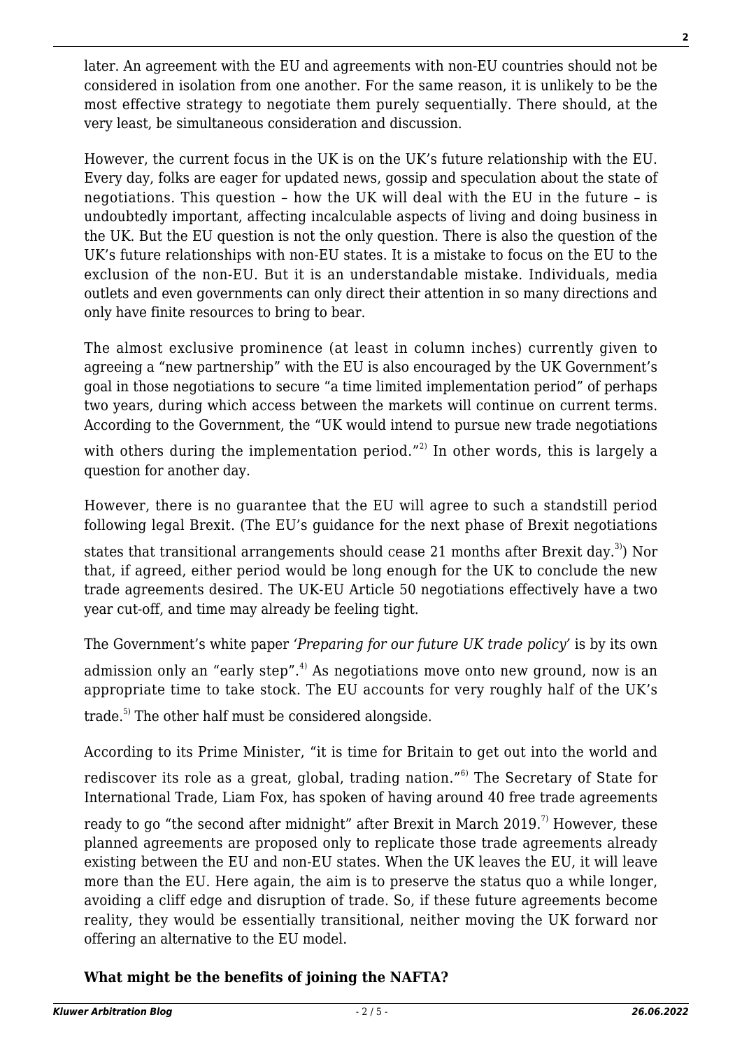later. An agreement with the EU and agreements with non-EU countries should not be considered in isolation from one another. For the same reason, it is unlikely to be the most effective strategy to negotiate them purely sequentially. There should, at the very least, be simultaneous consideration and discussion.

However, the current focus in the UK is on the UK's future relationship with the EU. Every day, folks are eager for updated news, gossip and speculation about the state of negotiations. This question – how the UK will deal with the EU in the future – is undoubtedly important, affecting incalculable aspects of living and doing business in the UK. But the EU question is not the only question. There is also the question of the UK's future relationships with non-EU states. It is a mistake to focus on the EU to the exclusion of the non-EU. But it is an understandable mistake. Individuals, media outlets and even governments can only direct their attention in so many directions and only have finite resources to bring to bear.

The almost exclusive prominence (at least in column inches) currently given to agreeing a "new partnership" with the EU is also encouraged by the UK Government's goal in those negotiations to secure "a time limited implementation period" of perhaps two years, during which access between the markets will continue on current terms. According to the Government, the "UK would intend to pursue new trade negotiations with others during the implementation period."[2] In other words, this is largely a question for another day.

However, there is no guarantee that the EU will agree to such a standstill period following legal Brexit. (The EU's guidance for the next phase of Brexit negotiations states that transitional arrangements should cease 21 months after Brexit day.[3]) Nor that, if agreed, either period would be long enough for the UK to conclude the new trade agreements desired. The UK-EU Article 50 negotiations effectively have a two year cut-off, and time may already be feeling tight.

The Government's white paper *'Preparing for our future UK trade policy'* is by its own admission only an "early step".[4] As negotiations move onto new ground, now is an appropriate time to take stock. The EU accounts for very roughly half of the UK's trade.[5] The other half must be considered alongside.

According to its Prime Minister, "it is time for Britain to get out into the world and rediscover its role as a great, global, trading nation."[6] The Secretary of State for International Trade, Liam Fox, has spoken of having around 40 free trade agreements ready to go "the second after midnight" after Brexit in March 2019.[7] However, these planned agreements are proposed only to replicate those trade agreements already existing between the EU and non-EU states. When the UK leaves the EU, it will leave more than the EU. Here again, the aim is to preserve the status quo a while longer, avoiding a cliff edge and disruption of trade. So, if these future agreements become reality, they would be essentially transitional, neither moving the UK forward nor offering an alternative to the EU model.

**What might be the benefits of joining the NAFTA?**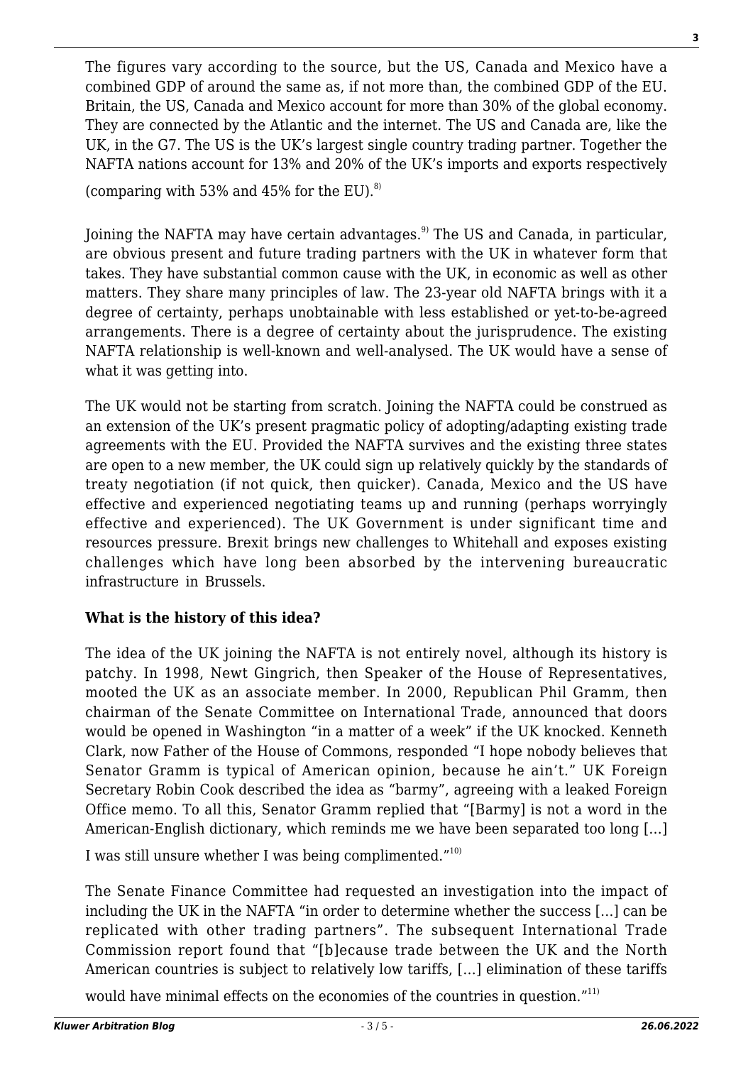The figures vary according to the source, but the US, Canada and Mexico have a combined GDP of around the same as, if not more than, the combined GDP of the EU. Britain, the US, Canada and Mexico account for more than 30% of the global economy. They are connected by the Atlantic and the internet. The US and Canada are, like the UK, in the G7. The US is the UK's largest single country trading partner. Together the NAFTA nations account for 13% and 20% of the UK's imports and exports respectively (comparing with 53% and 45% for the EU).[8)]

Joining the NAFTA may have certain advantages.[9)] The US and Canada, in particular, are obvious present and future trading partners with the UK in whatever form that takes. They have substantial common cause with the UK, in economic as well as other matters. They share many principles of law. The 23-year old NAFTA brings with it a degree of certainty, perhaps unobtainable with less established or yet-to-be-agreed arrangements. There is a degree of certainty about the jurisprudence. The existing NAFTA relationship is well-known and well-analysed. The UK would have a sense of what it was getting into.

The UK would not be starting from scratch. Joining the NAFTA could be construed as an extension of the UK's present pragmatic policy of adopting/adapting existing trade agreements with the EU. Provided the NAFTA survives and the existing three states are open to a new member, the UK could sign up relatively quickly by the standards of treaty negotiation (if not quick, then quicker). Canada, Mexico and the US have effective and experienced negotiating teams up and running (perhaps worryingly effective and experienced). The UK Government is under significant time and resources pressure. Brexit brings new challenges to Whitehall and exposes existing challenges which have long been absorbed by the intervening bureaucratic infrastructure in Brussels.

**What is the history of this idea?**

The idea of the UK joining the NAFTA is not entirely novel, although its history is patchy. In 1998, Newt Gingrich, then Speaker of the House of Representatives, mooted the UK as an associate member. In 2000, Republican Phil Gramm, then chairman of the Senate Committee on International Trade, announced that doors would be opened in Washington "in a matter of a week" if the UK knocked. Kenneth Clark, now Father of the House of Commons, responded "I hope nobody believes that Senator Gramm is typical of American opinion, because he ain't." UK Foreign Secretary Robin Cook described the idea as "barmy", agreeing with a leaked Foreign Office memo. To all this, Senator Gramm replied that "[Barmy] is not a word in the American-English dictionary, which reminds me we have been separated too long [...] I was still unsure whether I was being complimented."[10)]

The Senate Finance Committee had requested an investigation into the impact of including the UK in the NAFTA "in order to determine whether the success [...] can be replicated with other trading partners". The subsequent International Trade Commission report found that "[b]ecause trade between the UK and the North American countries is subject to relatively low tariffs, [...] elimination of these tariffs would have minimal effects on the economies of the countries in question."[11)]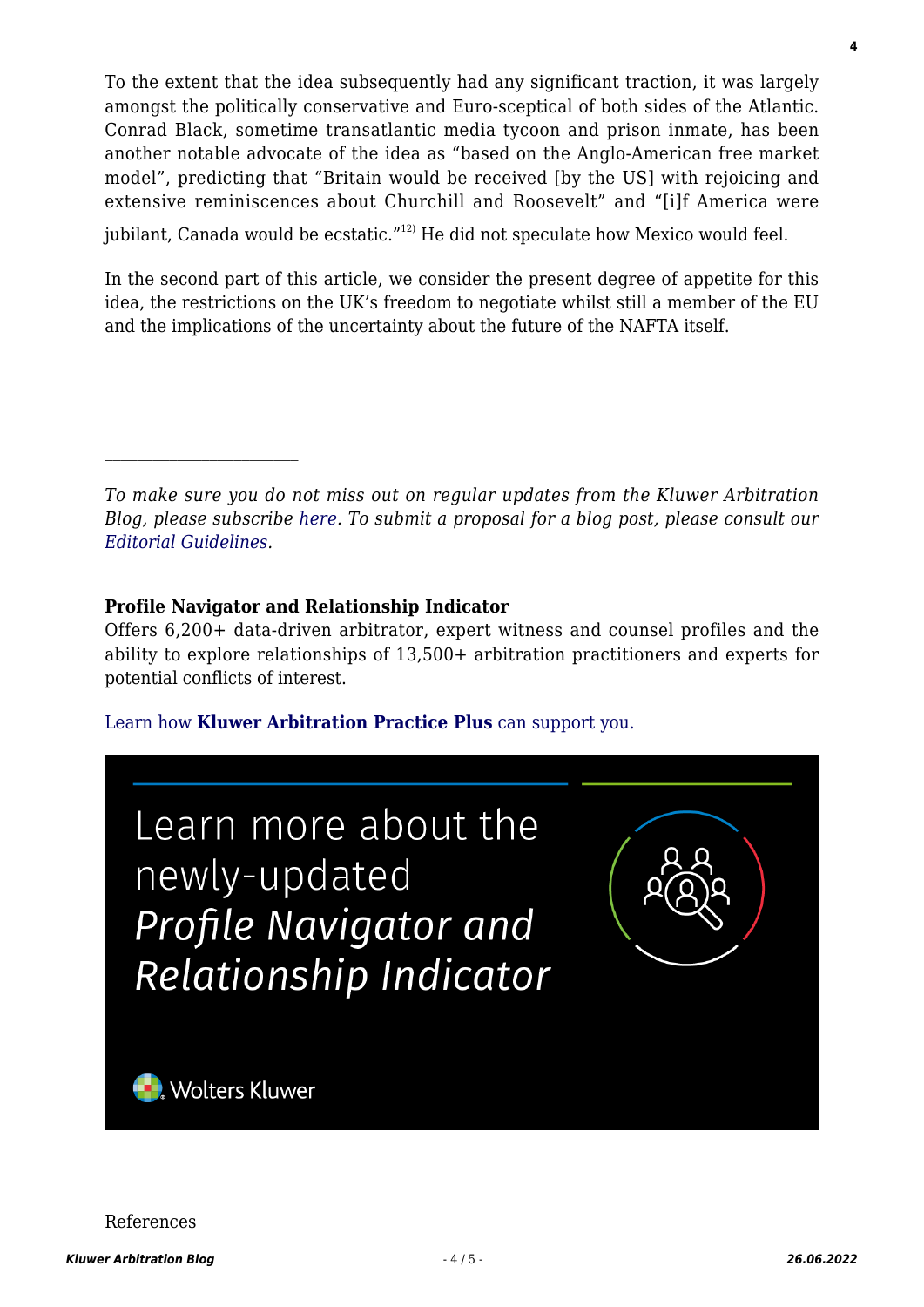To the extent that the idea subsequently had any significant traction, it was largely amongst the politically conservative and Euro-sceptical of both sides of the Atlantic. Conrad Black, sometime transatlantic media tycoon and prison inmate, has been another notable advocate of the idea as "based on the Anglo-American free market model", predicting that "Britain would be received [by the US] with rejoicing and extensive reminiscences about Churchill and Roosevelt" and "[i]f America were jubilant, Canada would be ecstatic."[12] He did not speculate how Mexico would feel.

In the second part of this article, we consider the present degree of appetite for this idea, the restrictions on the UK's freedom to negotiate whilst still a member of the EU and the implications of the uncertainty about the future of the NAFTA itself.

---

*To make sure you do not miss out on regular updates from the Kluwer Arbitration Blog, please subscribe here. To submit a proposal for a blog post, please consult our Editorial Guidelines.*

**Profile Navigator and Relationship Indicator**

Offers 6,200+ data-driven arbitrator, expert witness and counsel profiles and the ability to explore relationships of 13,500+ arbitration practitioners and experts for potential conflicts of interest.

Learn how **Kluwer Arbitration Practice Plus** can support you.

Learn more about the newly-updated *Profile Navigator and Relationship Indicator*

Wolters Kluwer

References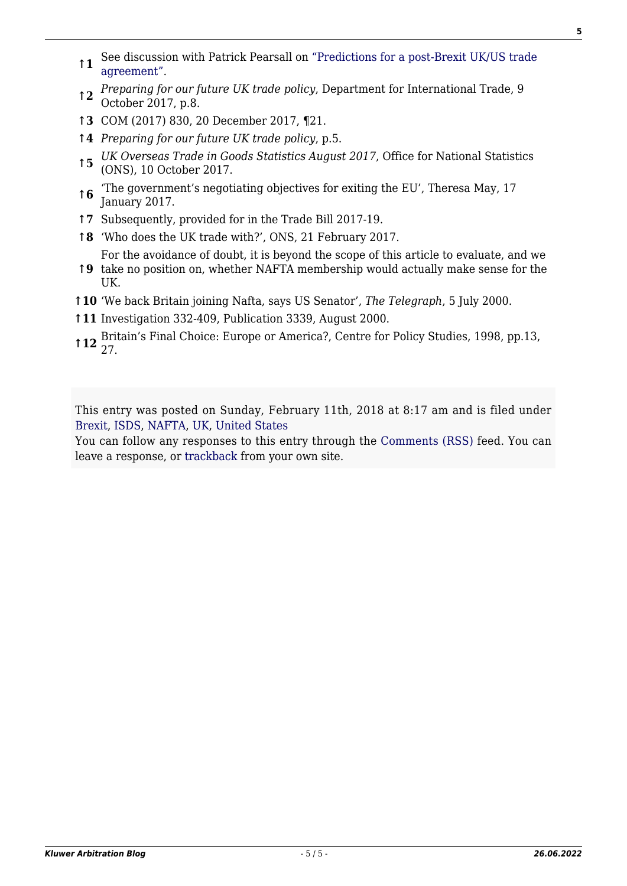↑1 See discussion with Patrick Pearsall on "Predictions for a post-Brexit UK/US trade agreement".

↑2 *Preparing for our future UK trade policy*, Department for International Trade, 9 October 2017, p.8.

↑3 COM (2017) 830, 20 December 2017, ¶21.

↑4 *Preparing for our future UK trade policy*, p.5.

↑5 *UK Overseas Trade in Goods Statistics August 2017*, Office for National Statistics (ONS), 10 October 2017.

↑6 'The government's negotiating objectives for exiting the EU', Theresa May, 17 January 2017.

↑7 Subsequently, provided for in the Trade Bill 2017-19.

↑8 'Who does the UK trade with?', ONS, 21 February 2017.

↑9 For the avoidance of doubt, it is beyond the scope of this article to evaluate, and we take no position on, whether NAFTA membership would actually make sense for the UK.

↑10 'We back Britain joining Nafta, says US Senator', *The Telegraph*, 5 July 2000.

↑11 Investigation 332-409, Publication 3339, August 2000.

↑12 Britain's Final Choice: Europe or America?, Centre for Policy Studies, 1998, pp.13, 27.

This entry was posted on Sunday, February 11th, 2018 at 8:17 am and is filed under Brexit, ISDS, NAFTA, UK, United States
You can follow any responses to this entry through the Comments (RSS) feed. You can leave a response, or trackback from your own site.